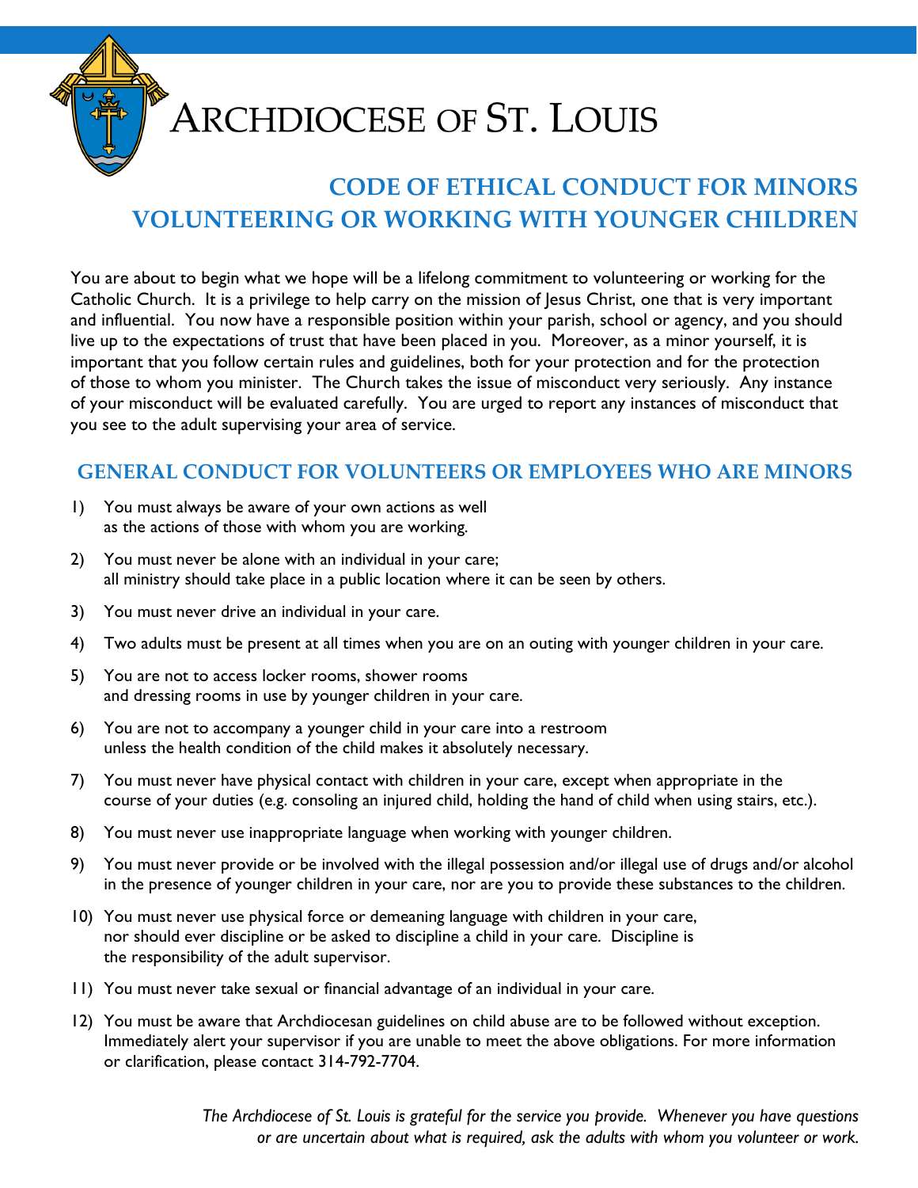# Archdiocese of St. Louis

## CODE OF ETHICAL CONDUCT FOR MINORS VOLUNTEERING OR WORKING WITH YOUNGER CHILDREN

You are about to begin what we hope will be a lifelong commitment to volunteering or working for the Catholic Church. It is a privilege to help carry on the mission of Jesus Christ, one that is very important and influential. You now have a responsible position within your parish, school or agency, and you should live up to the expectations of trust that have been placed in you. Moreover, as a minor yourself, it is important that you follow certain rules and guidelines, both for your protection and for the protection of those to whom you minister. The Church takes the issue of misconduct very seriously. Any instance of your misconduct will be evaluated carefully. You are urged to report any instances of misconduct that you see to the adult supervising your area of service.

### GENERAL CONDUCT FOR VOLUNTEERS OR EMPLOYEES WHO ARE MINORS

1) You must always be aware of your own actions as well as the actions of those with whom you are working.

2) You must never be alone with an individual in your care; all ministry should take place in a public location where it can be seen by others.

3) You must never drive an individual in your care.

4) Two adults must be present at all times when you are on an outing with younger children in your care.

5) You are not to access locker rooms, shower rooms and dressing rooms in use by younger children in your care.

6) You are not to accompany a younger child in your care into a restroom unless the health condition of the child makes it absolutely necessary.

7) You must never have physical contact with children in your care, except when appropriate in the course of your duties (e.g. consoling an injured child, holding the hand of child when using stairs, etc.).

8) You must never use inappropriate language when working with younger children.

9) You must never provide or be involved with the illegal possession and/or illegal use of drugs and/or alcohol in the presence of younger children in your care, nor are you to provide these substances to the children.

10) You must never use physical force or demeaning language with children in your care, nor should ever discipline or be asked to discipline a child in your care. Discipline is the responsibility of the adult supervisor.

11) You must never take sexual or financial advantage of an individual in your care.

12) You must be aware that Archdiocesan guidelines on child abuse are to be followed without exception. Immediately alert your supervisor if you are unable to meet the above obligations. For more information or clarification, please contact 314-792-7704.

*The Archdiocese of St. Louis is grateful for the service you provide. Whenever you have questions or are uncertain about what is required, ask the adults with whom you volunteer or work.*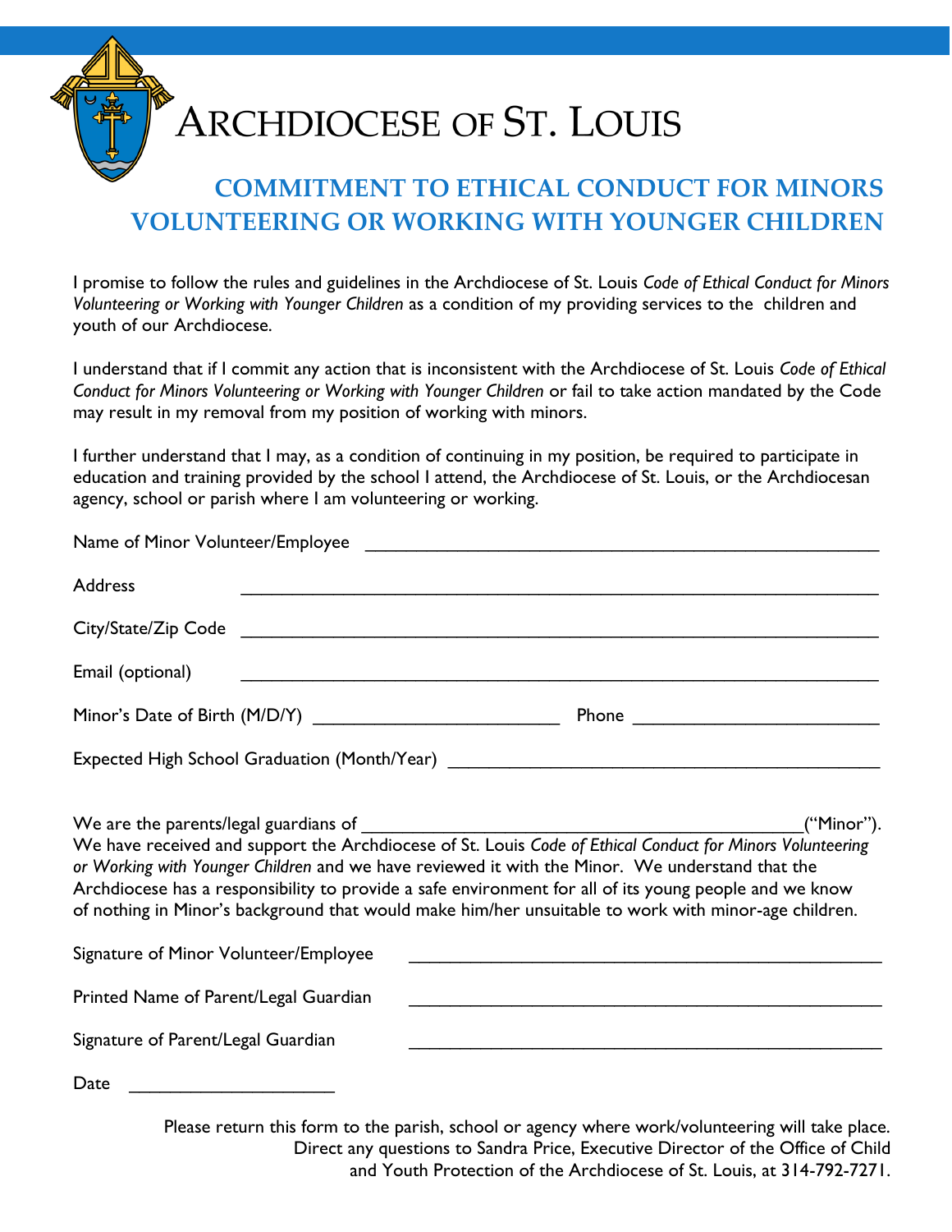# ARCHDIOCESE OF ST. LOUIS

## COMMITMENT TO ETHICAL CONDUCT FOR MINORS VOLUNTEERING OR WORKING WITH YOUNGER CHILDREN

I promise to follow the rules and guidelines in the Archdiocese of St. Louis *Code of Ethical Conduct for Minors Volunteering or Working with Younger Children* as a condition of my providing services to the children and youth of our Archdiocese.

I understand that if I commit any action that is inconsistent with the Archdiocese of St. Louis *Code of Ethical Conduct for Minors Volunteering or Working with Younger Children* or fail to take action mandated by the Code may result in my removal from my position of working with minors.

I further understand that I may, as a condition of continuing in my position, be required to participate in education and training provided by the school I attend, the Archdiocese of St. Louis, or the Archdiocesan agency, school or parish where I am volunteering or working.

Name of Minor Volunteer/Employee ______________________________________________________

Address ______________________________________________________

City/State/Zip Code ______________________________________________________

Email (optional) ______________________________________________________

Minor's Date of Birth (M/D/Y) _________________________ Phone _________________________

Expected High School Graduation (Month/Year) ____________________________________________

We are the parents/legal guardians of ____________________________________________("Minor"). We have received and support the Archdiocese of St. Louis *Code of Ethical Conduct for Minors Volunteering or Working with Younger Children* and we have reviewed it with the Minor. We understand that the Archdiocese has a responsibility to provide a safe environment for all of its young people and we know of nothing in Minor's background that would make him/her unsuitable to work with minor-age children.

Signature of Minor Volunteer/Employee ______________________________________________

Printed Name of Parent/Legal Guardian ______________________________________________

Signature of Parent/Legal Guardian ______________________________________________

Date ______________________

Please return this form to the parish, school or agency where work/volunteering will take place. Direct any questions to Sandra Price, Executive Director of the Office of Child and Youth Protection of the Archdiocese of St. Louis, at 314-792-7271.